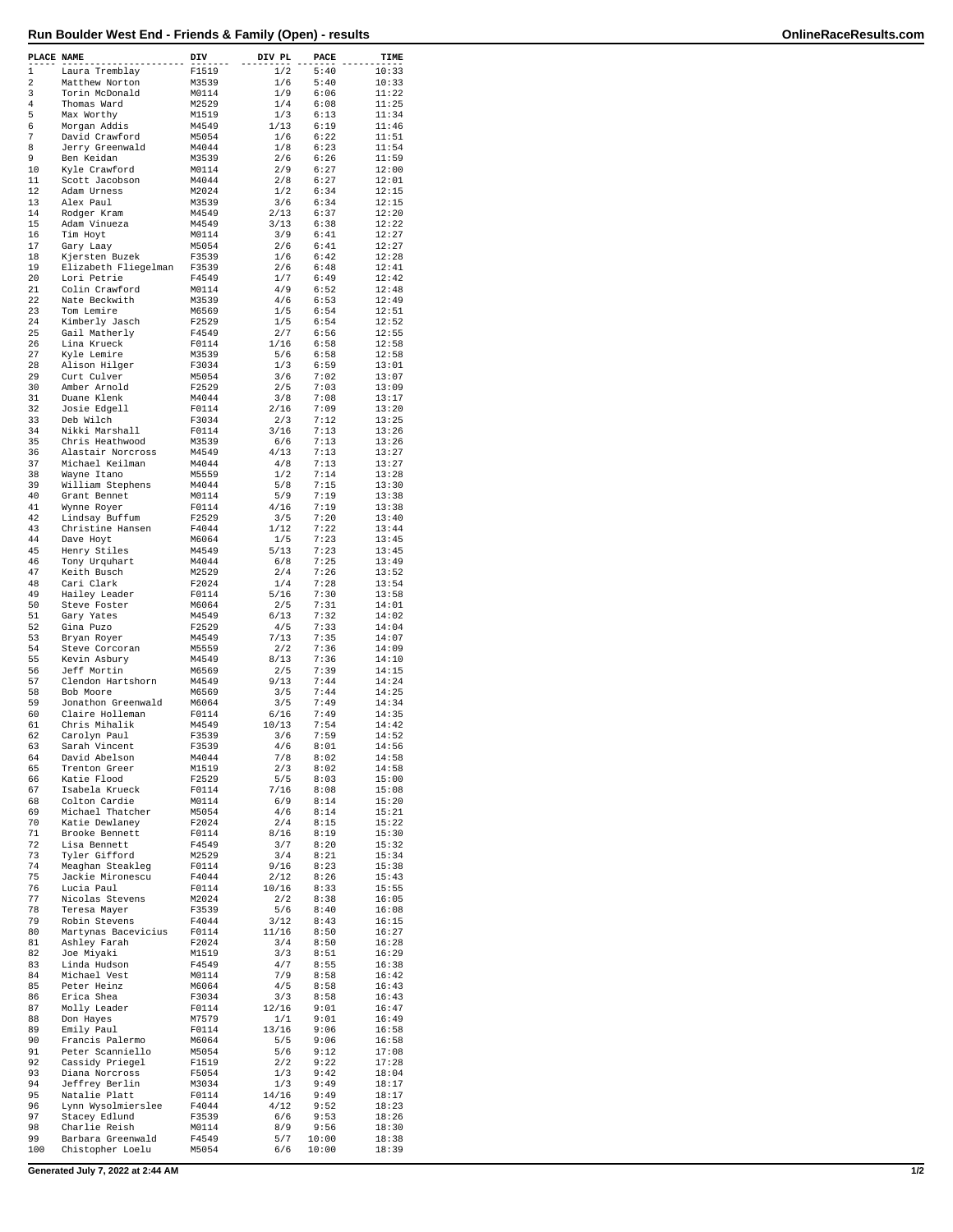# Run Boulder West End - Friends & Family (Open) - results

OnlineRaceResults.com

| PLACE | NAME | DIV | DIV PL | PACE | TIME |
|---|---|---|---|---|---|
| 1 | Laura Tremblay | F1519 | 1/2 | 5:40 | 10:33 |
| 2 | Matthew Norton | M3539 | 1/6 | 5:40 | 10:33 |
| 3 | Torin McDonald | M0114 | 1/9 | 6:06 | 11:22 |
| 4 | Thomas Ward | M2529 | 1/4 | 6:08 | 11:25 |
| 5 | Max Worthy | M1519 | 1/3 | 6:13 | 11:34 |
| 6 | Morgan Addis | M4549 | 1/13 | 6:19 | 11:46 |
| 7 | David Crawford | M5054 | 1/6 | 6:22 | 11:51 |
| 8 | Jerry Greenwald | M4044 | 1/8 | 6:23 | 11:54 |
| 9 | Ben Keidan | M3539 | 2/6 | 6:26 | 11:59 |
| 10 | Kyle Crawford | M0114 | 2/9 | 6:27 | 12:00 |
| 11 | Scott Jacobson | M4044 | 2/8 | 6:27 | 12:01 |
| 12 | Adam Urness | M2024 | 1/2 | 6:34 | 12:15 |
| 13 | Alex Paul | M3539 | 3/6 | 6:34 | 12:15 |
| 14 | Rodger Kram | M4549 | 2/13 | 6:37 | 12:20 |
| 15 | Adam Vinueza | M4549 | 3/13 | 6:38 | 12:22 |
| 16 | Tim Hoyt | M0114 | 3/9 | 6:41 | 12:27 |
| 17 | Gary Laay | M5054 | 2/6 | 6:41 | 12:27 |
| 18 | Kjersten Buzek | F3539 | 1/6 | 6:42 | 12:28 |
| 19 | Elizabeth Fliegelman | F3539 | 2/6 | 6:48 | 12:41 |
| 20 | Lori Petrie | F4549 | 1/7 | 6:49 | 12:42 |
| 21 | Colin Crawford | M0114 | 4/9 | 6:52 | 12:48 |
| 22 | Nate Beckwith | M3539 | 4/6 | 6:53 | 12:49 |
| 23 | Tom Lemire | M6569 | 1/5 | 6:54 | 12:51 |
| 24 | Kimberly Jasch | F2529 | 1/5 | 6:54 | 12:52 |
| 25 | Gail Matherly | F4549 | 2/7 | 6:56 | 12:55 |
| 26 | Lina Krueck | F0114 | 1/16 | 6:58 | 12:58 |
| 27 | Kyle Lemire | M3539 | 5/6 | 6:58 | 12:58 |
| 28 | Alison Hilger | F3034 | 1/3 | 6:59 | 13:01 |
| 29 | Curt Culver | M5054 | 3/6 | 7:02 | 13:07 |
| 30 | Amber Arnold | F2529 | 2/5 | 7:03 | 13:09 |
| 31 | Duane Klenk | M4044 | 3/8 | 7:08 | 13:17 |
| 32 | Josie Edgell | F0114 | 2/16 | 7:09 | 13:20 |
| 33 | Deb Wilch | F3034 | 2/3 | 7:12 | 13:25 |
| 34 | Nikki Marshall | F0114 | 3/16 | 7:13 | 13:26 |
| 35 | Chris Heathwood | M3539 | 6/6 | 7:13 | 13:26 |
| 36 | Alastair Norcross | M4549 | 4/13 | 7:13 | 13:27 |
| 37 | Michael Keilman | M4044 | 4/8 | 7:13 | 13:27 |
| 38 | Wayne Itano | M5559 | 1/2 | 7:14 | 13:28 |
| 39 | William Stephens | M4044 | 5/8 | 7:15 | 13:30 |
| 40 | Grant Bennet | M0114 | 5/9 | 7:19 | 13:38 |
| 41 | Wynne Royer | F0114 | 4/16 | 7:19 | 13:38 |
| 42 | Lindsay Buffum | F2529 | 3/5 | 7:20 | 13:40 |
| 43 | Christine Hansen | F4044 | 1/12 | 7:22 | 13:44 |
| 44 | Dave Hoyt | M6064 | 1/5 | 7:23 | 13:45 |
| 45 | Henry Stiles | M4549 | 5/13 | 7:23 | 13:45 |
| 46 | Tony Urquhart | M4044 | 6/8 | 7:25 | 13:49 |
| 47 | Keith Busch | M2529 | 2/4 | 7:26 | 13:52 |
| 48 | Cari Clark | F2024 | 1/4 | 7:28 | 13:54 |
| 49 | Hailey Leader | F0114 | 5/16 | 7:30 | 13:58 |
| 50 | Steve Foster | M6064 | 2/5 | 7:31 | 14:01 |
| 51 | Gary Yates | M4549 | 6/13 | 7:32 | 14:02 |
| 52 | Gina Puzo | F2529 | 4/5 | 7:33 | 14:04 |
| 53 | Bryan Royer | M4549 | 7/13 | 7:35 | 14:07 |
| 54 | Steve Corcoran | M5559 | 2/2 | 7:36 | 14:09 |
| 55 | Kevin Asbury | M4549 | 8/13 | 7:36 | 14:10 |
| 56 | Jeff Mortin | M6569 | 2/5 | 7:39 | 14:15 |
| 57 | Clendon Hartshorn | M4549 | 9/13 | 7:44 | 14:24 |
| 58 | Bob Moore | M6569 | 3/5 | 7:44 | 14:25 |
| 59 | Jonathon Greenwald | M6064 | 3/5 | 7:49 | 14:34 |
| 60 | Claire Holleman | F0114 | 6/16 | 7:49 | 14:35 |
| 61 | Chris Mihalik | M4549 | 10/13 | 7:54 | 14:42 |
| 62 | Carolyn Paul | F3539 | 3/6 | 7:59 | 14:52 |
| 63 | Sarah Vincent | F3539 | 4/6 | 8:01 | 14:56 |
| 64 | David Abelson | M4044 | 7/8 | 8:02 | 14:58 |
| 65 | Trenton Greer | M1519 | 2/3 | 8:02 | 14:58 |
| 66 | Katie Flood | F2529 | 5/5 | 8:03 | 15:00 |
| 67 | Isabela Krueck | F0114 | 7/16 | 8:08 | 15:08 |
| 68 | Colton Cardie | M0114 | 6/9 | 8:14 | 15:20 |
| 69 | Michael Thatcher | M5054 | 4/6 | 8:14 | 15:21 |
| 70 | Katie Dewlaney | F2024 | 2/4 | 8:15 | 15:22 |
| 71 | Brooke Bennett | F0114 | 8/16 | 8:19 | 15:30 |
| 72 | Lisa Bennett | F4549 | 3/7 | 8:20 | 15:32 |
| 73 | Tyler Gifford | M2529 | 3/4 | 8:21 | 15:34 |
| 74 | Meaghan Steakleg | F0114 | 9/16 | 8:23 | 15:38 |
| 75 | Jackie Mironescu | F4044 | 2/12 | 8:26 | 15:43 |
| 76 | Lucia Paul | F0114 | 10/16 | 8:33 | 15:55 |
| 77 | Nicolas Stevens | M2024 | 2/2 | 8:38 | 16:05 |
| 78 | Teresa Mayer | F3539 | 5/6 | 8:40 | 16:08 |
| 79 | Robin Stevens | F4044 | 3/12 | 8:43 | 16:15 |
| 80 | Martynas Bacevicius | F0114 | 11/16 | 8:50 | 16:27 |
| 81 | Ashley Farah | F2024 | 3/4 | 8:50 | 16:28 |
| 82 | Joe Miyaki | M1519 | 3/3 | 8:51 | 16:29 |
| 83 | Linda Hudson | F4549 | 4/7 | 8:55 | 16:38 |
| 84 | Michael Vest | M0114 | 7/9 | 8:58 | 16:42 |
| 85 | Peter Heinz | M6064 | 4/5 | 8:58 | 16:43 |
| 86 | Erica Shea | F3034 | 3/3 | 8:58 | 16:43 |
| 87 | Molly Leader | F0114 | 12/16 | 9:01 | 16:47 |
| 88 | Don Hayes | M7579 | 1/1 | 9:01 | 16:49 |
| 89 | Emily Paul | F0114 | 13/16 | 9:06 | 16:58 |
| 90 | Francis Palermo | M6064 | 5/5 | 9:06 | 16:58 |
| 91 | Peter Scanniello | M5054 | 5/6 | 9:12 | 17:08 |
| 92 | Cassidy Priegel | F1519 | 2/2 | 9:22 | 17:28 |
| 93 | Diana Norcross | F5054 | 1/3 | 9:42 | 18:04 |
| 94 | Jeffrey Berlin | M3034 | 1/3 | 9:49 | 18:17 |
| 95 | Natalie Platt | F0114 | 14/16 | 9:49 | 18:17 |
| 96 | Lynn Wysolmierslee | F4044 | 4/12 | 9:52 | 18:23 |
| 97 | Stacey Edlund | F3539 | 6/6 | 9:53 | 18:26 |
| 98 | Charlie Reish | M0114 | 8/9 | 9:56 | 18:30 |
| 99 | Barbara Greenwald | F4549 | 5/7 | 10:00 | 18:38 |
| 100 | Chistopher Loelu | M5054 | 6/6 | 10:00 | 18:39 |

Generated July 7, 2022 at 2:44 AM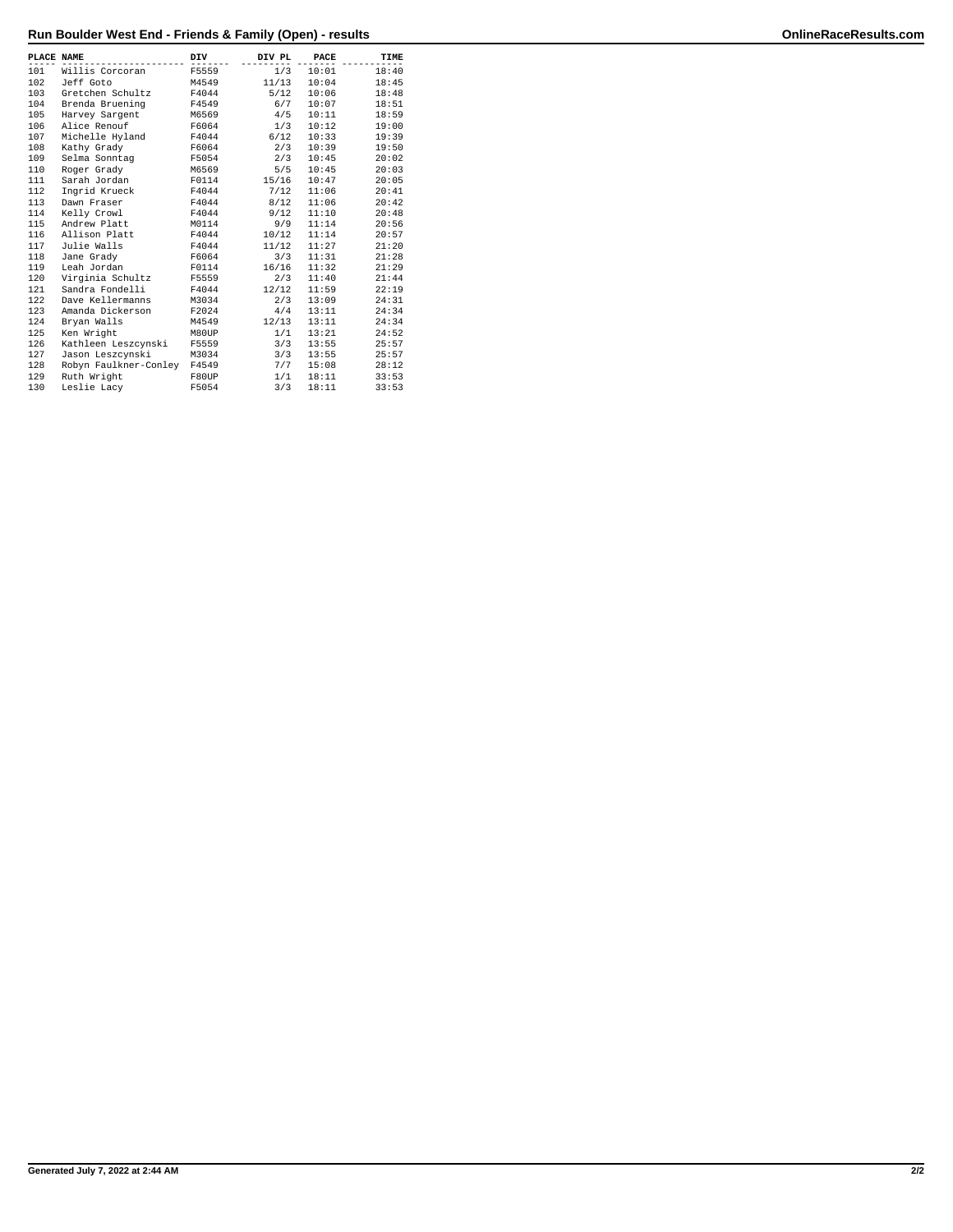| PLACE | NAME | DIV | DIV PL | PACE | TIME |
|---|---|---|---|---|---|
| 101 | Willis Corcoran | F5559 | 1/3 | 10:01 | 18:40 |
| 102 | Jeff Goto | M4549 | 11/13 | 10:04 | 18:45 |
| 103 | Gretchen Schultz | F4044 | 5/12 | 10:06 | 18:48 |
| 104 | Brenda Bruening | F4549 | 6/7 | 10:07 | 18:51 |
| 105 | Harvey Sargent | M6569 | 4/5 | 10:11 | 18:59 |
| 106 | Alice Renouf | F6064 | 1/3 | 10:12 | 19:00 |
| 107 | Michelle Hyland | F4044 | 6/12 | 10:33 | 19:39 |
| 108 | Kathy Grady | F6064 | 2/3 | 10:39 | 19:50 |
| 109 | Selma Sonntag | F5054 | 2/3 | 10:45 | 20:02 |
| 110 | Roger Grady | M6569 | 5/5 | 10:45 | 20:03 |
| 111 | Sarah Jordan | F0114 | 15/16 | 10:47 | 20:05 |
| 112 | Ingrid Krueck | F4044 | 7/12 | 11:06 | 20:41 |
| 113 | Dawn Fraser | F4044 | 8/12 | 11:06 | 20:42 |
| 114 | Kelly Crowl | F4044 | 9/12 | 11:10 | 20:48 |
| 115 | Andrew Platt | M0114 | 9/9 | 11:14 | 20:56 |
| 116 | Allison Platt | F4044 | 10/12 | 11:14 | 20:57 |
| 117 | Julie Walls | F4044 | 11/12 | 11:27 | 21:20 |
| 118 | Jane Grady | F6064 | 3/3 | 11:31 | 21:28 |
| 119 | Leah Jordan | F0114 | 16/16 | 11:32 | 21:29 |
| 120 | Virginia Schultz | F5559 | 2/3 | 11:40 | 21:44 |
| 121 | Sandra Fondelli | F4044 | 12/12 | 11:59 | 22:19 |
| 122 | Dave Kellermanns | M3034 | 2/3 | 13:09 | 24:31 |
| 123 | Amanda Dickerson | F2024 | 4/4 | 13:11 | 24:34 |
| 124 | Bryan Walls | M4549 | 12/13 | 13:11 | 24:34 |
| 125 | Ken Wright | M80UP | 1/1 | 13:21 | 24:52 |
| 126 | Kathleen Leszcynski | F5559 | 3/3 | 13:55 | 25:57 |
| 127 | Jason Leszcynski | M3034 | 3/3 | 13:55 | 25:57 |
| 128 | Robyn Faulkner-Conley | F4549 | 7/7 | 15:08 | 28:12 |
| 129 | Ruth Wright | F80UP | 1/1 | 18:11 | 33:53 |
| 130 | Leslie Lacy | F5054 | 3/3 | 18:11 | 33:53 |